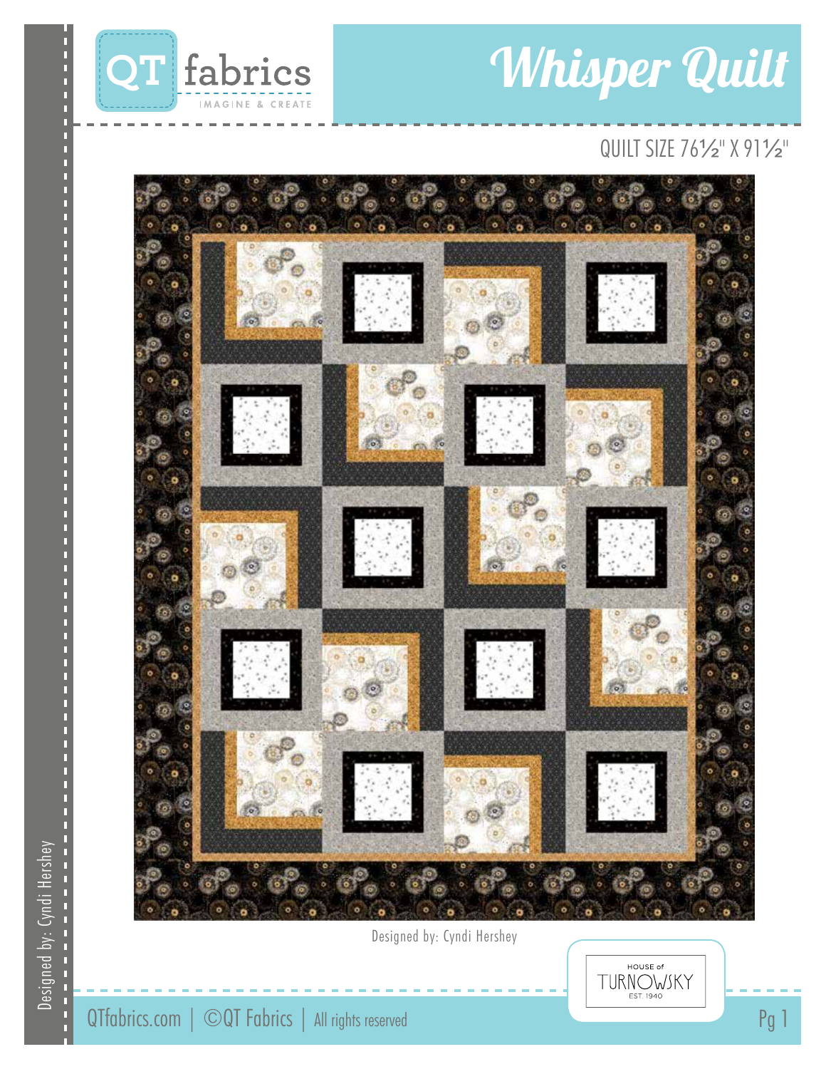# Whisper Quilt

QUILT SIZE 76½" X 91½"

Designed by: Cyndi Hershey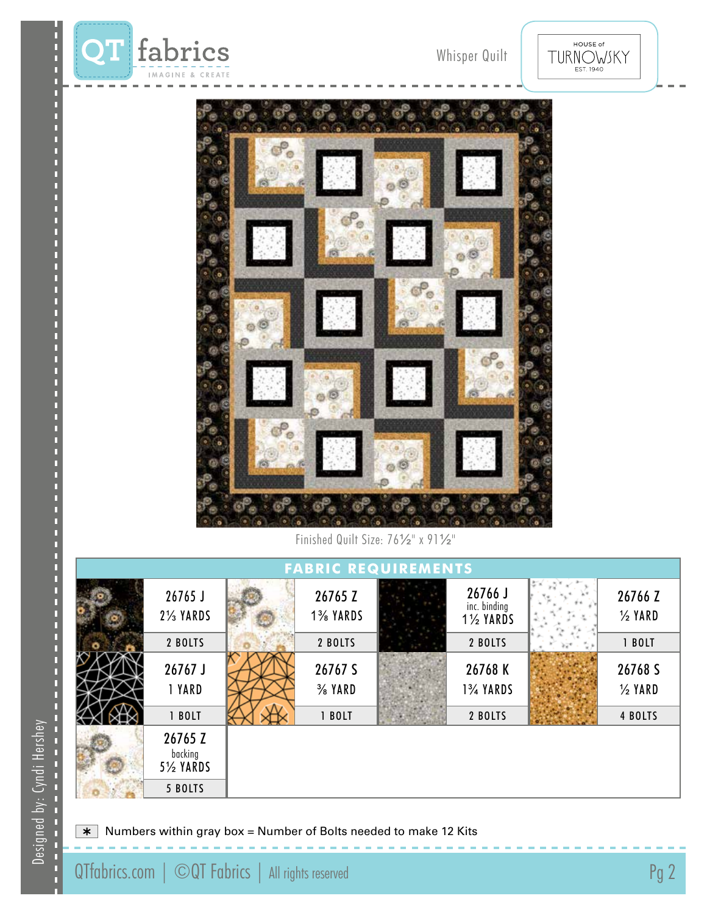Whisper Quilt

HOUSE of TURNOWSKY EST. 1940

Finished Quilt Size: 76½" x 91½"

## FABRIC REQUIREMENTS

| Fabric | Yardage | Bolts |
|---|---|---|
| 26765 J | 2⅓ YARDS | 2 BOLTS |
| 26765 Z | 1⅜ YARDS | 2 BOLTS |
| 26766 J inc. binding | 1½ YARDS | 2 BOLTS |
| 26766 Z | ½ YARD | 1 BOLT |
| 26767 J | 1 YARD | 1 BOLT |
| 26767 S | ⅜ YARD | 1 BOLT |
| 26768 K | 1¾ YARDS | 2 BOLTS |
| 26768 S | ½ YARD | 4 BOLTS |
| 26765 Z backing | 5½ YARDS | 5 BOLTS |

* Numbers within gray box = Number of Bolts needed to make 12 Kits

Designed by: Cyndi Hershey

QTfabrics.com | ©QT Fabrics | All rights reserved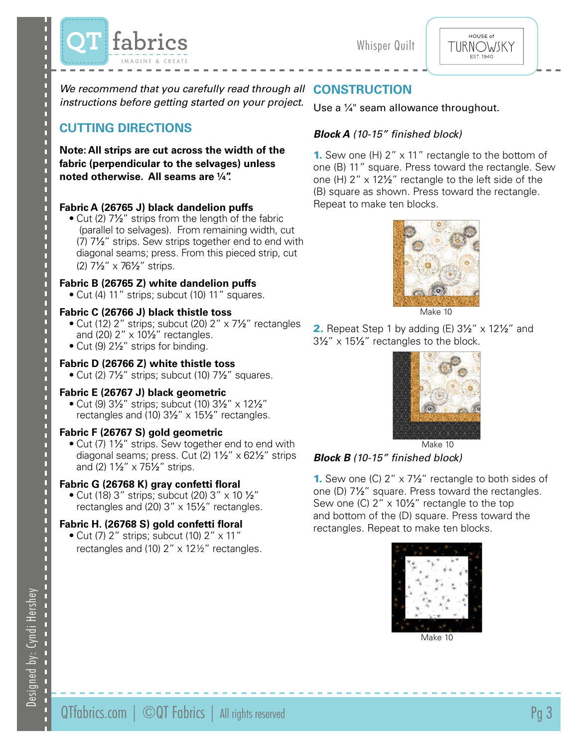*We recommend that you carefully read through all instructions before getting started on your project.*

## CUTTING DIRECTIONS

**Note: All strips are cut across the width of the fabric (perpendicular to the selvages) unless noted otherwise. All seams are ¼".**

**Fabric A (26765 J) black dandelion puffs**

- Cut (2) 7½" strips from the length of the fabric (parallel to selvages). From remaining width, cut (7) 7½" strips. Sew strips together end to end with diagonal seams; press. From this pieced strip, cut (2) 7½" x 76½" strips.

**Fabric B (26765 Z) white dandelion puffs**

- Cut (4) 11" strips; subcut (10) 11" squares.

**Fabric C (26766 J) black thistle toss**

- Cut (12) 2" strips; subcut (20) 2" x 7½" rectangles and (20) 2" x 10½" rectangles.
- Cut (9) 2½" strips for binding.

**Fabric D (26766 Z) white thistle toss**

- Cut (2) 7½" strips; subcut (10) 7½" squares.

**Fabric E (26767 J) black geometric**

- Cut (9) 3½" strips; subcut (10) 3½" x 12½" rectangles and (10) 3½" x 15½" rectangles.

**Fabric F (26767 S) gold geometric**

- Cut (7) 1½" strips. Sew together end to end with diagonal seams; press. Cut (2) 1½" x 62½" strips and (2) 1½" x 75½" strips.

**Fabric G (26768 K) gray confetti floral**

- Cut (18) 3" strips; subcut (20) 3" x 10 ½" rectangles and (20) 3" x 15½" rectangles.

**Fabric H. (26768 S) gold confetti floral**

- Cut (7) 2" strips; subcut (10) 2" x 11" rectangles and (10) 2" x 12½" rectangles.

## CONSTRUCTION

Use a ¼" seam allowance throughout.

***Block A*** *(10-15" finished block)*

**1.** Sew one (H) 2" x 11" rectangle to the bottom of one (B) 11" square. Press toward the rectangle. Sew one (H) 2" x 12½" rectangle to the left side of the (B) square as shown. Press toward the rectangle. Repeat to make ten blocks.

Make 10

**2.** Repeat Step 1 by adding (E) 3½" x 12½" and 3½" x 15½" rectangles to the block.

Make 10

***Block B*** *(10-15" finished block)*

**1.** Sew one (C) 2" x 7½" rectangle to both sides of one (D) 7½" square. Press toward the rectangles. Sew one (C) 2" x 10½" rectangle to the top and bottom of the (D) square. Press toward the rectangles. Repeat to make ten blocks.

Make 10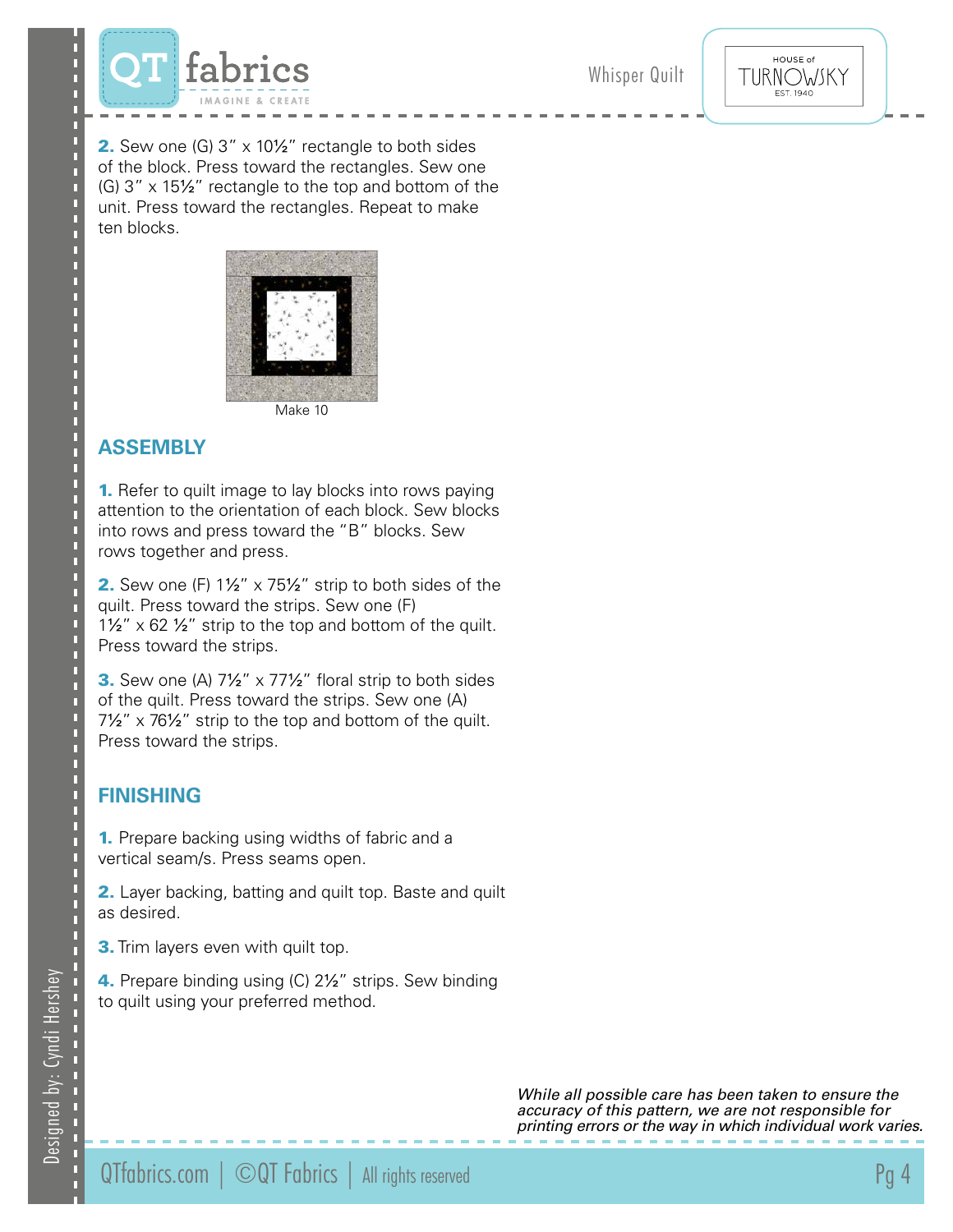**2.** Sew one (G) 3" x 10½" rectangle to both sides of the block. Press toward the rectangles. Sew one (G) 3" x 15½" rectangle to the top and bottom of the unit. Press toward the rectangles. Repeat to make ten blocks.

Make 10

## ASSEMBLY

**1.** Refer to quilt image to lay blocks into rows paying attention to the orientation of each block. Sew blocks into rows and press toward the "B" blocks. Sew rows together and press.

**2.** Sew one (F) 1½" x 75½" strip to both sides of the quilt. Press toward the strips. Sew one (F) 1½" x 62 ½" strip to the top and bottom of the quilt. Press toward the strips.

**3.** Sew one (A) 7½" x 77½" floral strip to both sides of the quilt. Press toward the strips. Sew one (A) 7½" x 76½" strip to the top and bottom of the quilt. Press toward the strips.

## FINISHING

**1.** Prepare backing using widths of fabric and a vertical seam/s. Press seams open.

**2.** Layer backing, batting and quilt top. Baste and quilt as desired.

**3.** Trim layers even with quilt top.

**4.** Prepare binding using (C) 2½" strips. Sew binding to quilt using your preferred method.

*While all possible care has been taken to ensure the accuracy of this pattern, we are not responsible for printing errors or the way in which individual work varies.*